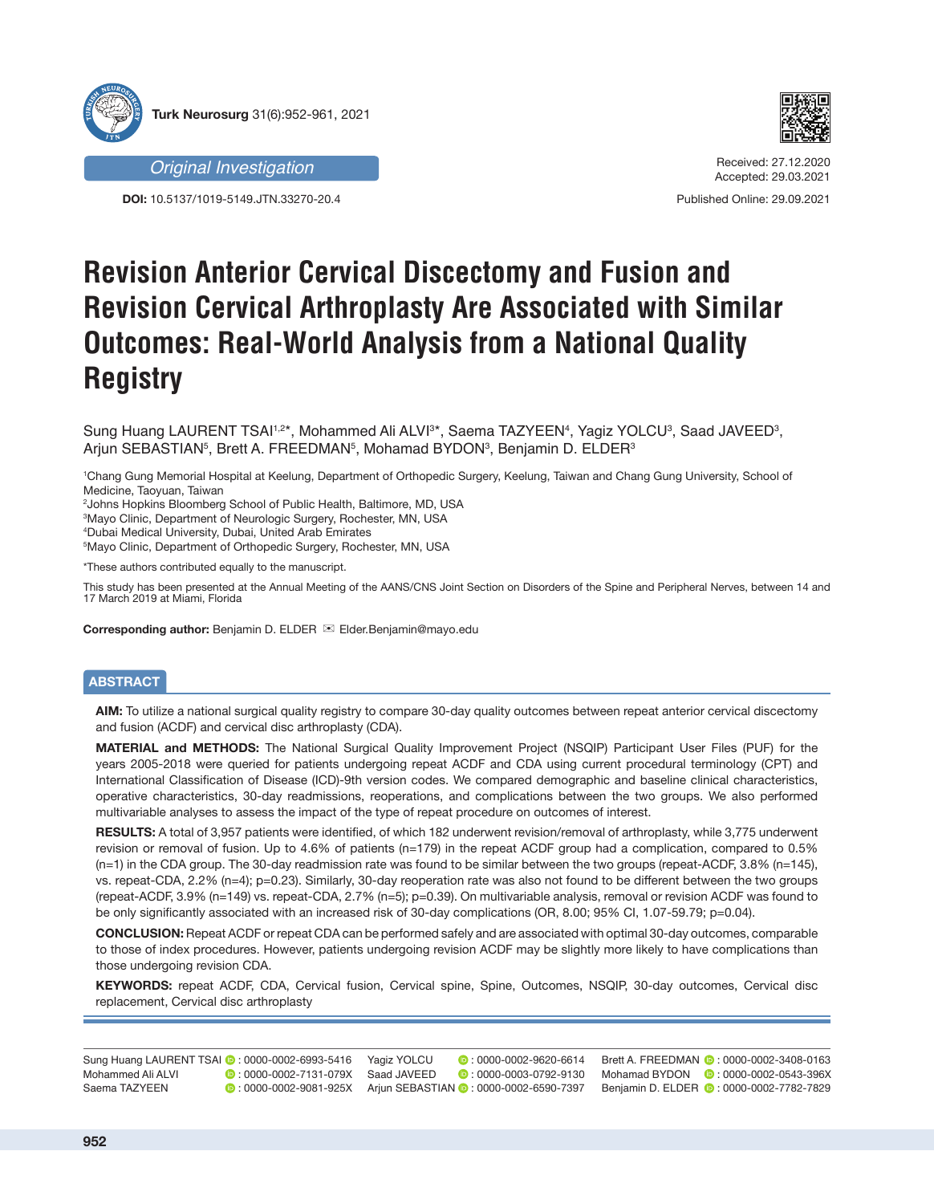Original Investigation

DOI: 10.5137/1019-5149.JTN.33270-20.4

Received: 27.12.2020
Accepted: 29.03.2021

Published Online: 29.09.2021

# Revision Anterior Cervical Discectomy and Fusion and Revision Cervical Arthroplasty Are Associated with Similar Outcomes: Real-World Analysis from a National Quality Registry

Sung Huang LAURENT TSAI[1,2*], Mohammed Ali ALVI[3*], Saema TAZYEEN[4], Yagiz YOLCU[3], Saad JAVEED[3], Arjun SEBASTIAN[5], Brett A. FREEDMAN[5], Mohamad BYDON[3], Benjamin D. ELDER[3]

[1]Chang Gung Memorial Hospital at Keelung, Department of Orthopedic Surgery, Keelung, Taiwan and Chang Gung University, School of Medicine, Taoyuan, Taiwan
[2]Johns Hopkins Bloomberg School of Public Health, Baltimore, MD, USA
[3]Mayo Clinic, Department of Neurologic Surgery, Rochester, MN, USA
[4]Dubai Medical University, Dubai, United Arab Emirates
[5]Mayo Clinic, Department of Orthopedic Surgery, Rochester, MN, USA

*These authors contributed equally to the manuscript.

This study has been presented at the Annual Meeting of the AANS/CNS Joint Section on Disorders of the Spine and Peripheral Nerves, between 14 and 17 March 2019 at Miami, Florida

**Corresponding author:** Benjamin D. ELDER ✉ Elder.Benjamin@mayo.edu

## ABSTRACT

**AIM:** To utilize a national surgical quality registry to compare 30-day quality outcomes between repeat anterior cervical discectomy and fusion (ACDF) and cervical disc arthroplasty (CDA).

**MATERIAL and METHODS:** The National Surgical Quality Improvement Project (NSQIP) Participant User Files (PUF) for the years 2005-2018 were queried for patients undergoing repeat ACDF and CDA using current procedural terminology (CPT) and International Classification of Disease (ICD)-9th version codes. We compared demographic and baseline clinical characteristics, operative characteristics, 30-day readmissions, reoperations, and complications between the two groups. We also performed multivariable analyses to assess the impact of the type of repeat procedure on outcomes of interest.

**RESULTS:** A total of 3,957 patients were identified, of which 182 underwent revision/removal of arthroplasty, while 3,775 underwent revision or removal of fusion. Up to 4.6% of patients (n=179) in the repeat ACDF group had a complication, compared to 0.5% (n=1) in the CDA group. The 30-day readmission rate was found to be similar between the two groups (repeat-ACDF, 3.8% (n=145), vs. repeat-CDA, 2.2% (n=4); p=0.23). Similarly, 30-day reoperation rate was also not found to be different between the two groups (repeat-ACDF, 3.9% (n=149) vs. repeat-CDA, 2.7% (n=5); p=0.39). On multivariable analysis, removal or revision ACDF was found to be only significantly associated with an increased risk of 30-day complications (OR, 8.00; 95% CI, 1.07-59.79; p=0.04).

**CONCLUSION:** Repeat ACDF or repeat CDA can be performed safely and are associated with optimal 30-day outcomes, comparable to those of index procedures. However, patients undergoing revision ACDF may be slightly more likely to have complications than those undergoing revision CDA.

**KEYWORDS:** repeat ACDF, CDA, Cervical fusion, Cervical spine, Spine, Outcomes, NSQIP, 30-day outcomes, Cervical disc replacement, Cervical disc arthroplasty

Sung Huang LAURENT TSAI : 0000-0002-6993-5416
Mohammed Ali ALVI : 0000-0002-7131-079X
Saema TAZYEEN : 0000-0002-9081-925X
Yagiz YOLCU : 0000-0002-9620-6614
Saad JAVEED : 0000-0003-0792-9130
Arjun SEBASTIAN : 0000-0002-6590-7397
Brett A. FREEDMAN : 0000-0002-3408-0163
Mohamad BYDON : 0000-0002-0543-396X
Benjamin D. ELDER : 0000-0002-7782-7829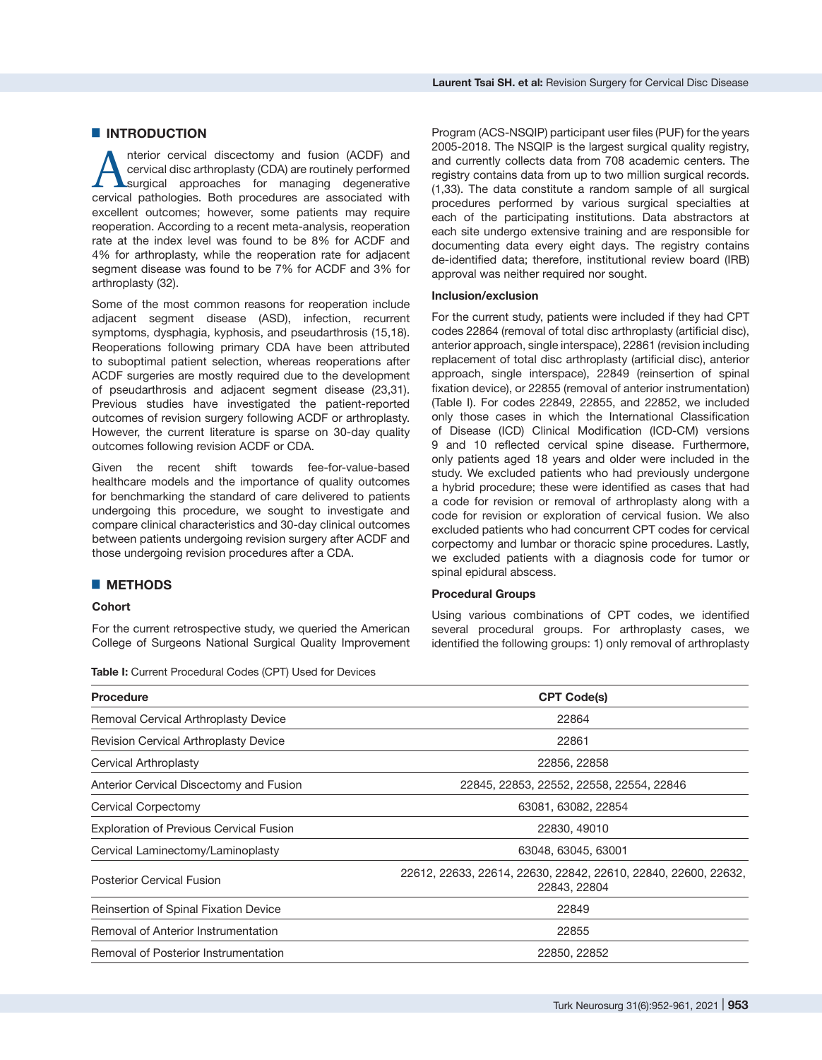## INTRODUCTION

Anterior cervical discectomy and fusion (ACDF) and cervical disc arthroplasty (CDA) are routinely performed surgical approaches for managing degenerative cervical pathologies. Both procedures are associated with excellent outcomes; however, some patients may require reoperation. According to a recent meta-analysis, reoperation rate at the index level was found to be 8% for ACDF and 4% for arthroplasty, while the reoperation rate for adjacent segment disease was found to be 7% for ACDF and 3% for arthroplasty (32).

Some of the most common reasons for reoperation include adjacent segment disease (ASD), infection, recurrent symptoms, dysphagia, kyphosis, and pseudarthrosis (15,18). Reoperations following primary CDA have been attributed to suboptimal patient selection, whereas reoperations after ACDF surgeries are mostly required due to the development of pseudarthrosis and adjacent segment disease (23,31). Previous studies have investigated the patient-reported outcomes of revision surgery following ACDF or arthroplasty. However, the current literature is sparse on 30-day quality outcomes following revision ACDF or CDA.

Given the recent shift towards fee-for-value-based healthcare models and the importance of quality outcomes for benchmarking the standard of care delivered to patients undergoing this procedure, we sought to investigate and compare clinical characteristics and 30-day clinical outcomes between patients undergoing revision surgery after ACDF and those undergoing revision procedures after a CDA.

## METHODS

### Cohort

For the current retrospective study, we queried the American College of Surgeons National Surgical Quality Improvement Program (ACS-NSQIP) participant user files (PUF) for the years 2005-2018. The NSQIP is the largest surgical quality registry, and currently collects data from 708 academic centers. The registry contains data from up to two million surgical records. (1,33). The data constitute a random sample of all surgical procedures performed by various surgical specialties at each of the participating institutions. Data abstractors at each site undergo extensive training and are responsible for documenting data every eight days. The registry contains de-identified data; therefore, institutional review board (IRB) approval was neither required nor sought.

### Inclusion/exclusion

For the current study, patients were included if they had CPT codes 22864 (removal of total disc arthroplasty (artificial disc), anterior approach, single interspace), 22861 (revision including replacement of total disc arthroplasty (artificial disc), anterior approach, single interspace), 22849 (reinsertion of spinal fixation device), or 22855 (removal of anterior instrumentation) (Table I). For codes 22849, 22855, and 22852, we included only those cases in which the International Classification of Disease (ICD) Clinical Modification (ICD-CM) versions 9 and 10 reflected cervical spine disease. Furthermore, only patients aged 18 years and older were included in the study. We excluded patients who had previously undergone a hybrid procedure; these were identified as cases that had a code for revision or removal of arthroplasty along with a code for revision or exploration of cervical fusion. We also excluded patients who had concurrent CPT codes for cervical corpectomy and lumbar or thoracic spine procedures. Lastly, we excluded patients with a diagnosis code for tumor or spinal epidural abscess.

### Procedural Groups

Using various combinations of CPT codes, we identified several procedural groups. For arthroplasty cases, we identified the following groups: 1) only removal of arthroplasty

**Table I:** Current Procedural Codes (CPT) Used for Devices

| Procedure | CPT Code(s) |
|---|---|
| Removal Cervical Arthroplasty Device | 22864 |
| Revision Cervical Arthroplasty Device | 22861 |
| Cervical Arthroplasty | 22856, 22858 |
| Anterior Cervical Discectomy and Fusion | 22845, 22853, 22552, 22558, 22554, 22846 |
| Cervical Corpectomy | 63081, 63082, 22854 |
| Exploration of Previous Cervical Fusion | 22830, 49010 |
| Cervical Laminectomy/Laminoplasty | 63048, 63045, 63001 |
| Posterior Cervical Fusion | 22612, 22633, 22614, 22630, 22842, 22610, 22840, 22600, 22632, 22843, 22804 |
| Reinsertion of Spinal Fixation Device | 22849 |
| Removal of Anterior Instrumentation | 22855 |
| Removal of Posterior Instrumentation | 22850, 22852 |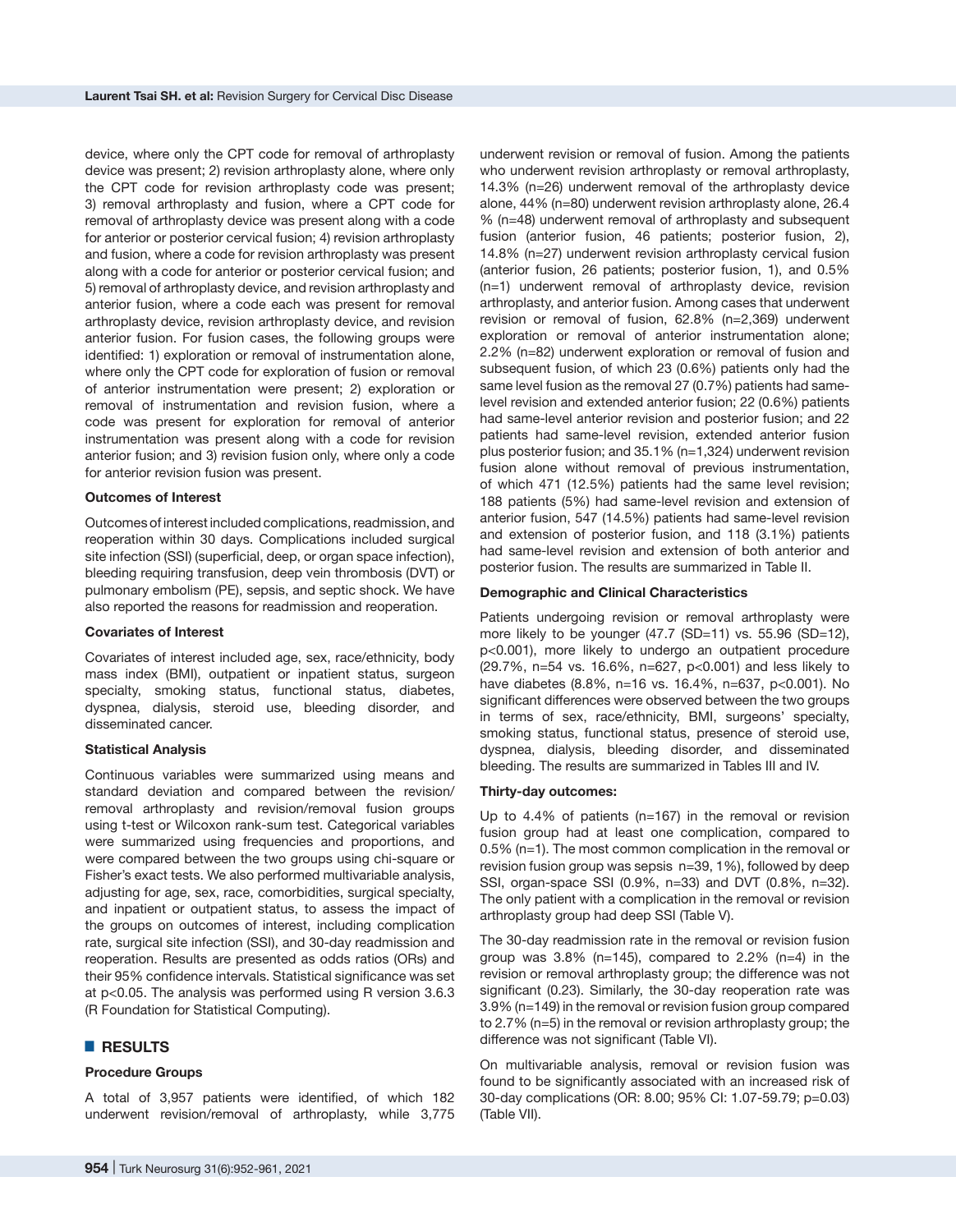device, where only the CPT code for removal of arthroplasty device was present; 2) revision arthroplasty alone, where only the CPT code for revision arthroplasty code was present; 3) removal arthroplasty and fusion, where a CPT code for removal of arthroplasty device was present along with a code for anterior or posterior cervical fusion; 4) revision arthroplasty and fusion, where a code for revision arthroplasty was present along with a code for anterior or posterior cervical fusion; and 5) removal of arthroplasty device, and revision arthroplasty and anterior fusion, where a code each was present for removal arthroplasty device, revision arthroplasty device, and revision anterior fusion. For fusion cases, the following groups were identified: 1) exploration or removal of instrumentation alone, where only the CPT code for exploration of fusion or removal of anterior instrumentation were present; 2) exploration or removal of instrumentation and revision fusion, where a code was present for exploration for removal of anterior instrumentation was present along with a code for revision anterior fusion; and 3) revision fusion only, where only a code for anterior revision fusion was present.

**Outcomes of Interest**

Outcomes of interest included complications, readmission, and reoperation within 30 days. Complications included surgical site infection (SSI) (superficial, deep, or organ space infection), bleeding requiring transfusion, deep vein thrombosis (DVT) or pulmonary embolism (PE), sepsis, and septic shock. We have also reported the reasons for readmission and reoperation.

**Covariates of Interest**

Covariates of interest included age, sex, race/ethnicity, body mass index (BMI), outpatient or inpatient status, surgeon specialty, smoking status, functional status, diabetes, dyspnea, dialysis, steroid use, bleeding disorder, and disseminated cancer.

**Statistical Analysis**

Continuous variables were summarized using means and standard deviation and compared between the revision/removal arthroplasty and revision/removal fusion groups using t-test or Wilcoxon rank-sum test. Categorical variables were summarized using frequencies and proportions, and were compared between the two groups using chi-square or Fisher's exact tests. We also performed multivariable analysis, adjusting for age, sex, race, comorbidities, surgical specialty, and inpatient or outpatient status, to assess the impact of the groups on outcomes of interest, including complication rate, surgical site infection (SSI), and 30-day readmission and reoperation. Results are presented as odds ratios (ORs) and their 95% confidence intervals. Statistical significance was set at $p<0.05$. The analysis was performed using R version 3.6.3 (R Foundation for Statistical Computing).

## RESULTS

**Procedure Groups**

A total of 3,957 patients were identified, of which 182 underwent revision/removal of arthroplasty, while 3,775 underwent revision or removal of fusion. Among the patients who underwent revision arthroplasty or removal arthroplasty, 14.3% (n=26) underwent removal of the arthroplasty device alone, 44% (n=80) underwent revision arthroplasty alone, 26.4 % (n=48) underwent removal of arthroplasty and subsequent fusion (anterior fusion, 46 patients; posterior fusion, 2), 14.8% (n=27) underwent revision arthroplasty cervical fusion (anterior fusion, 26 patients; posterior fusion, 1), and 0.5% (n=1) underwent removal of arthroplasty device, revision arthroplasty, and anterior fusion. Among cases that underwent revision or removal of fusion, 62.8% (n=2,369) underwent exploration or removal of anterior instrumentation alone; 2.2% (n=82) underwent exploration or removal of fusion and subsequent fusion, of which 23 (0.6%) patients only had the same level fusion as the removal 27 (0.7%) patients had same-level revision and extended anterior fusion; 22 (0.6%) patients had same-level anterior revision and posterior fusion; and 22 patients had same-level revision, extended anterior fusion plus posterior fusion; and 35.1% (n=1,324) underwent revision fusion alone without removal of previous instrumentation, of which 471 (12.5%) patients had the same level revision; 188 patients (5%) had same-level revision and extension of anterior fusion, 547 (14.5%) patients had same-level revision and extension of posterior fusion, and 118 (3.1%) patients had same-level revision and extension of both anterior and posterior fusion. The results are summarized in Table II.

**Demographic and Clinical Characteristics**

Patients undergoing revision or removal arthroplasty were more likely to be younger (47.7 (SD=11) vs. 55.96 (SD=12), $p<0.001$), more likely to undergo an outpatient procedure (29.7%, n=54 vs. 16.6%, n=627, $p<0.001$) and less likely to have diabetes (8.8%, n=16 vs. 16.4%, n=637, $p<0.001$). No significant differences were observed between the two groups in terms of sex, race/ethnicity, BMI, surgeons' specialty, smoking status, functional status, presence of steroid use, dyspnea, dialysis, bleeding disorder, and disseminated bleeding. The results are summarized in Tables III and IV.

**Thirty-day outcomes:**

Up to 4.4% of patients (n=167) in the removal or revision fusion group had at least one complication, compared to 0.5% (n=1). The most common complication in the removal or revision fusion group was sepsis n=39, 1%), followed by deep SSI, organ-space SSI (0.9%, n=33) and DVT (0.8%, n=32). The only patient with a complication in the removal or revision arthroplasty group had deep SSI (Table V).

The 30-day readmission rate in the removal or revision fusion group was 3.8% (n=145), compared to 2.2% (n=4) in the revision or removal arthroplasty group; the difference was not significant (0.23). Similarly, the 30-day reoperation rate was 3.9% (n=149) in the removal or revision fusion group compared to 2.7% (n=5) in the removal or revision arthroplasty group; the difference was not significant (Table VI).

On multivariable analysis, removal or revision fusion was found to be significantly associated with an increased risk of 30-day complications (OR: 8.00; 95% CI: 1.07-59.79; p=0.03) (Table VII).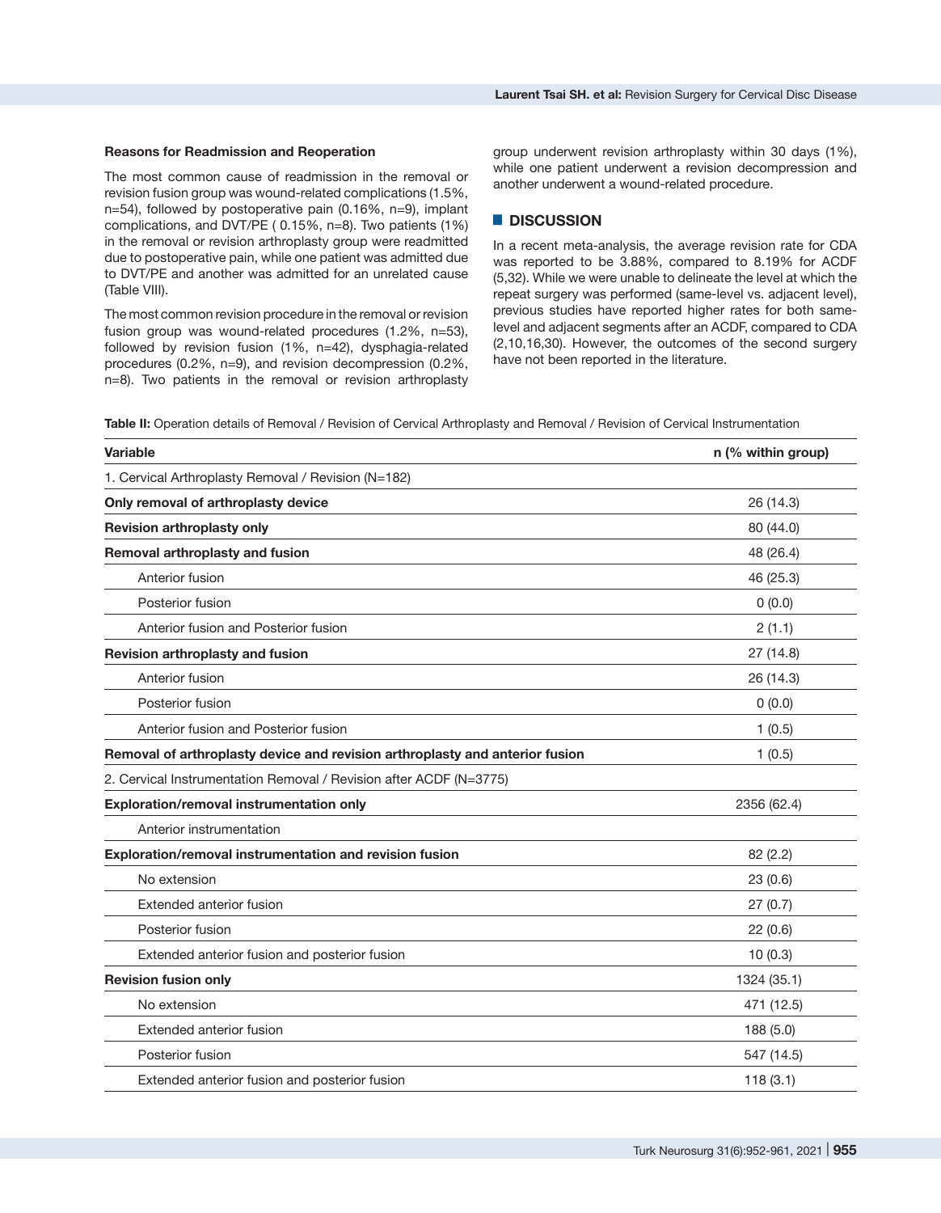### Reasons for Readmission and Reoperation

The most common cause of readmission in the removal or revision fusion group was wound-related complications (1.5%, n=54), followed by postoperative pain (0.16%, n=9), implant complications, and DVT/PE ( 0.15%, n=8). Two patients (1%) in the removal or revision arthroplasty group were readmitted due to postoperative pain, while one patient was admitted due to DVT/PE and another was admitted for an unrelated cause (Table VIII).

The most common revision procedure in the removal or revision fusion group was wound-related procedures (1.2%, n=53), followed by revision fusion (1%, n=42), dysphagia-related procedures (0.2%, n=9), and revision decompression (0.2%, n=8). Two patients in the removal or revision arthroplasty group underwent revision arthroplasty within 30 days (1%), while one patient underwent a revision decompression and another underwent a wound-related procedure.

## DISCUSSION

In a recent meta-analysis, the average revision rate for CDA was reported to be 3.88%, compared to 8.19% for ACDF (5,32). While we were unable to delineate the level at which the repeat surgery was performed (same-level vs. adjacent level), previous studies have reported higher rates for both same-level and adjacent segments after an ACDF, compared to CDA (2,10,16,30). However, the outcomes of the second surgery have not been reported in the literature.

**Table II:** Operation details of Removal / Revision of Cervical Arthroplasty and Removal / Revision of Cervical Instrumentation

| Variable | n (% within group) |
|---|---|
| 1. Cervical Arthroplasty Removal / Revision (N=182) | |
| **Only removal of arthroplasty device** | 26 (14.3) |
| **Revision arthroplasty only** | 80 (44.0) |
| **Removal arthroplasty and fusion** | 48 (26.4) |
| Anterior fusion | 46 (25.3) |
| Posterior fusion | 0 (0.0) |
| Anterior fusion and Posterior fusion | 2 (1.1) |
| **Revision arthroplasty and fusion** | 27 (14.8) |
| Anterior fusion | 26 (14.3) |
| Posterior fusion | 0 (0.0) |
| Anterior fusion and Posterior fusion | 1 (0.5) |
| **Removal of arthroplasty device and revision arthroplasty and anterior fusion** | 1 (0.5) |
| 2. Cervical Instrumentation Removal / Revision after ACDF (N=3775) | |
| **Exploration/removal instrumentation only** | 2356 (62.4) |
| Anterior instrumentation | |
| **Exploration/removal instrumentation and revision fusion** | 82 (2.2) |
| No extension | 23 (0.6) |
| Extended anterior fusion | 27 (0.7) |
| Posterior fusion | 22 (0.6) |
| Extended anterior fusion and posterior fusion | 10 (0.3) |
| **Revision fusion only** | 1324 (35.1) |
| No extension | 471 (12.5) |
| Extended anterior fusion | 188 (5.0) |
| Posterior fusion | 547 (14.5) |
| Extended anterior fusion and posterior fusion | 118 (3.1) |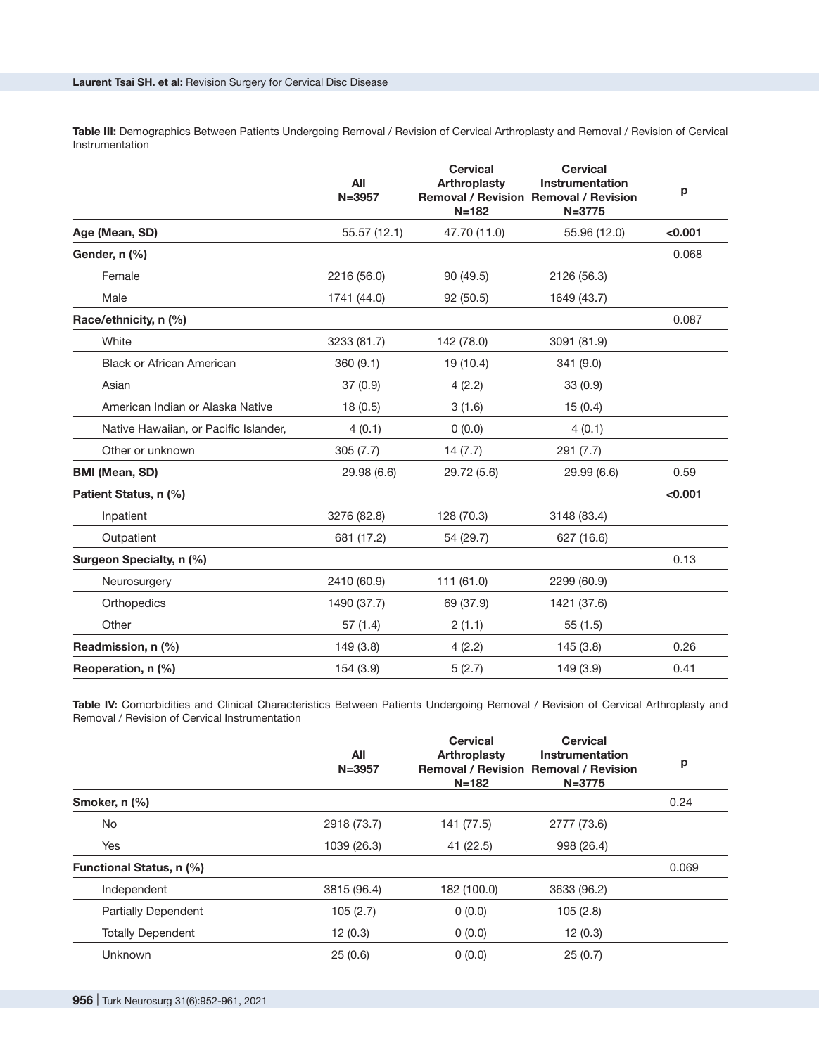**Table III:** Demographics Between Patients Undergoing Removal / Revision of Cervical Arthroplasty and Removal / Revision of Cervical Instrumentation

| | All N=3957 | Cervical Arthroplasty Removal / Revision N=182 | Cervical Instrumentation Removal / Revision N=3775 | p |
|---|---|---|---|---|
| **Age (Mean, SD)** | 55.57 (12.1) | 47.70 (11.0) | 55.96 (12.0) | **<0.001** |
| **Gender, n (%)** | | | | 0.068 |
| Female | 2216 (56.0) | 90 (49.5) | 2126 (56.3) | |
| Male | 1741 (44.0) | 92 (50.5) | 1649 (43.7) | |
| **Race/ethnicity, n (%)** | | | | 0.087 |
| White | 3233 (81.7) | 142 (78.0) | 3091 (81.9) | |
| Black or African American | 360 (9.1) | 19 (10.4) | 341 (9.0) | |
| Asian | 37 (0.9) | 4 (2.2) | 33 (0.9) | |
| American Indian or Alaska Native | 18 (0.5) | 3 (1.6) | 15 (0.4) | |
| Native Hawaiian, or Pacific Islander, | 4 (0.1) | 0 (0.0) | 4 (0.1) | |
| Other or unknown | 305 (7.7) | 14 (7.7) | 291 (7.7) | |
| **BMI (Mean, SD)** | 29.98 (6.6) | 29.72 (5.6) | 29.99 (6.6) | 0.59 |
| **Patient Status, n (%)** | | | | **<0.001** |
| Inpatient | 3276 (82.8) | 128 (70.3) | 3148 (83.4) | |
| Outpatient | 681 (17.2) | 54 (29.7) | 627 (16.6) | |
| **Surgeon Specialty, n (%)** | | | | 0.13 |
| Neurosurgery | 2410 (60.9) | 111 (61.0) | 2299 (60.9) | |
| Orthopedics | 1490 (37.7) | 69 (37.9) | 1421 (37.6) | |
| Other | 57 (1.4) | 2 (1.1) | 55 (1.5) | |
| **Readmission, n (%)** | 149 (3.8) | 4 (2.2) | 145 (3.8) | 0.26 |
| **Reoperation, n (%)** | 154 (3.9) | 5 (2.7) | 149 (3.9) | 0.41 |

**Table IV:** Comorbidities and Clinical Characteristics Between Patients Undergoing Removal / Revision of Cervical Arthroplasty and Removal / Revision of Cervical Instrumentation

| | All N=3957 | Cervical Arthroplasty Removal / Revision N=182 | Cervical Instrumentation Removal / Revision N=3775 | p |
|---|---|---|---|---|
| **Smoker, n (%)** | | | | 0.24 |
| No | 2918 (73.7) | 141 (77.5) | 2777 (73.6) | |
| Yes | 1039 (26.3) | 41 (22.5) | 998 (26.4) | |
| **Functional Status, n (%)** | | | | 0.069 |
| Independent | 3815 (96.4) | 182 (100.0) | 3633 (96.2) | |
| Partially Dependent | 105 (2.7) | 0 (0.0) | 105 (2.8) | |
| Totally Dependent | 12 (0.3) | 0 (0.0) | 12 (0.3) | |
| Unknown | 25 (0.6) | 0 (0.0) | 25 (0.7) | |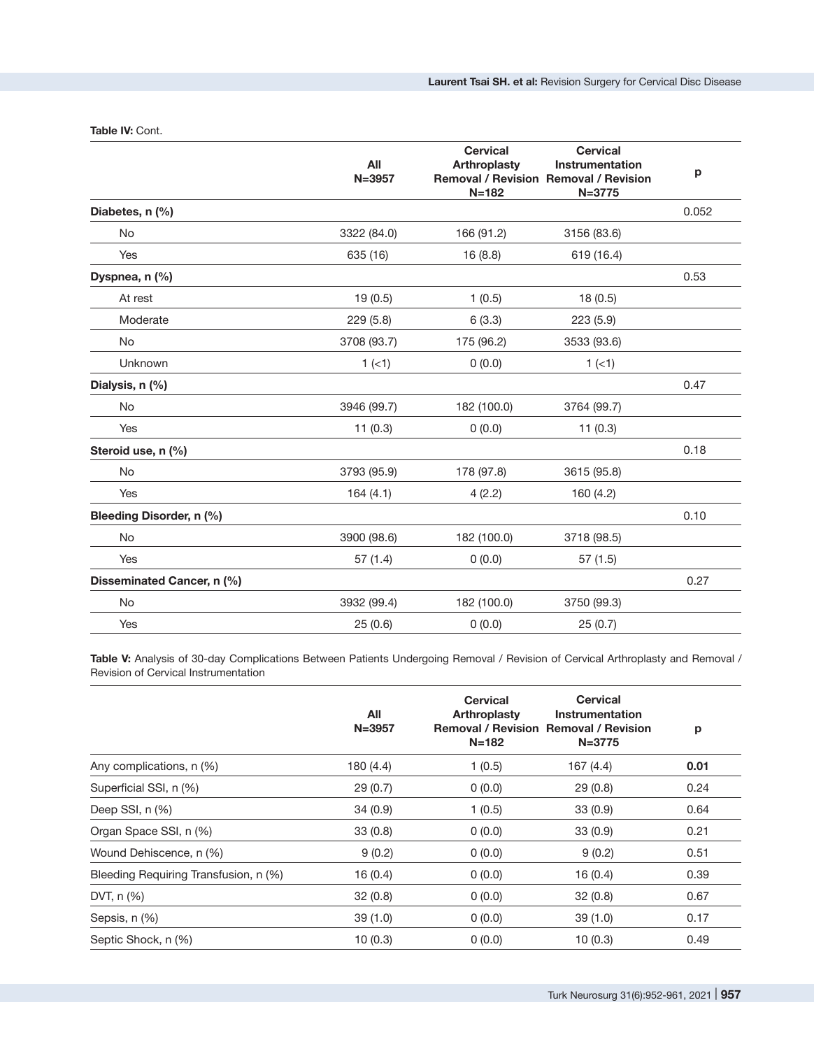**Table IV:** Cont.

| | All N=3957 | Cervical Arthroplasty Removal / Revision N=182 | Cervical Instrumentation Removal / Revision N=3775 | p |
|---|---|---|---|---|
| **Diabetes, n (%)** | | | | 0.052 |
| No | 3322 (84.0) | 166 (91.2) | 3156 (83.6) | |
| Yes | 635 (16) | 16 (8.8) | 619 (16.4) | |
| **Dyspnea, n (%)** | | | | 0.53 |
| At rest | 19 (0.5) | 1 (0.5) | 18 (0.5) | |
| Moderate | 229 (5.8) | 6 (3.3) | 223 (5.9) | |
| No | 3708 (93.7) | 175 (96.2) | 3533 (93.6) | |
| Unknown | 1 (<1) | 0 (0.0) | 1 (<1) | |
| **Dialysis, n (%)** | | | | 0.47 |
| No | 3946 (99.7) | 182 (100.0) | 3764 (99.7) | |
| Yes | 11 (0.3) | 0 (0.0) | 11 (0.3) | |
| **Steroid use, n (%)** | | | | 0.18 |
| No | 3793 (95.9) | 178 (97.8) | 3615 (95.8) | |
| Yes | 164 (4.1) | 4 (2.2) | 160 (4.2) | |
| **Bleeding Disorder, n (%)** | | | | 0.10 |
| No | 3900 (98.6) | 182 (100.0) | 3718 (98.5) | |
| Yes | 57 (1.4) | 0 (0.0) | 57 (1.5) | |
| **Disseminated Cancer, n (%)** | | | | 0.27 |
| No | 3932 (99.4) | 182 (100.0) | 3750 (99.3) | |
| Yes | 25 (0.6) | 0 (0.0) | 25 (0.7) | |

**Table V:** Analysis of 30-day Complications Between Patients Undergoing Removal / Revision of Cervical Arthroplasty and Removal / Revision of Cervical Instrumentation

| | All N=3957 | Cervical Arthroplasty Removal / Revision N=182 | Cervical Instrumentation Removal / Revision N=3775 | p |
|---|---|---|---|---|
| Any complications, n (%) | 180 (4.4) | 1 (0.5) | 167 (4.4) | **0.01** |
| Superficial SSI, n (%) | 29 (0.7) | 0 (0.0) | 29 (0.8) | 0.24 |
| Deep SSI, n (%) | 34 (0.9) | 1 (0.5) | 33 (0.9) | 0.64 |
| Organ Space SSI, n (%) | 33 (0.8) | 0 (0.0) | 33 (0.9) | 0.21 |
| Wound Dehiscence, n (%) | 9 (0.2) | 0 (0.0) | 9 (0.2) | 0.51 |
| Bleeding Requiring Transfusion, n (%) | 16 (0.4) | 0 (0.0) | 16 (0.4) | 0.39 |
| DVT, n (%) | 32 (0.8) | 0 (0.0) | 32 (0.8) | 0.67 |
| Sepsis, n (%) | 39 (1.0) | 0 (0.0) | 39 (1.0) | 0.17 |
| Septic Shock, n (%) | 10 (0.3) | 0 (0.0) | 10 (0.3) | 0.49 |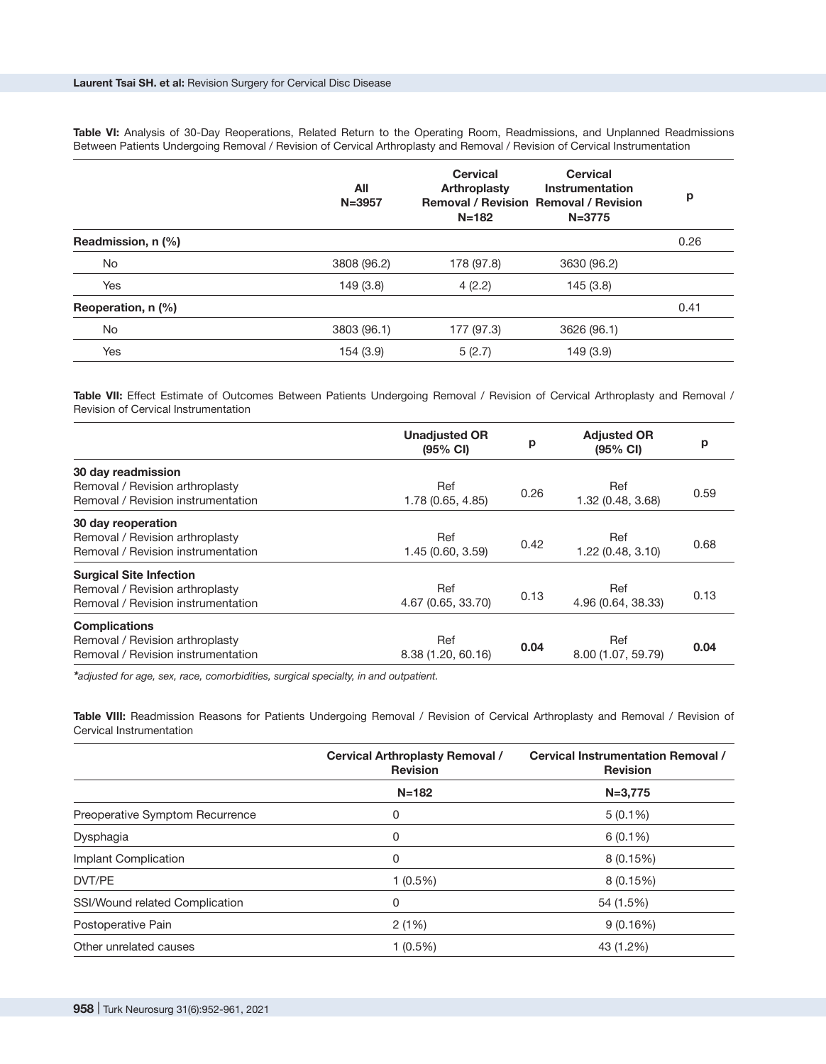**Table VI:** Analysis of 30-Day Reoperations, Related Return to the Operating Room, Readmissions, and Unplanned Readmissions Between Patients Undergoing Removal / Revision of Cervical Arthroplasty and Removal / Revision of Cervical Instrumentation

| | All N=3957 | Cervical Arthroplasty Removal / Revision N=182 | Cervical Instrumentation Removal / Revision N=3775 | p |
|---|---|---|---|---|
| **Readmission, n (%)** | | | | 0.26 |
| No | 3808 (96.2) | 178 (97.8) | 3630 (96.2) | |
| Yes | 149 (3.8) | 4 (2.2) | 145 (3.8) | |
| **Reoperation, n (%)** | | | | 0.41 |
| No | 3803 (96.1) | 177 (97.3) | 3626 (96.1) | |
| Yes | 154 (3.9) | 5 (2.7) | 149 (3.9) | |

**Table VII:** Effect Estimate of Outcomes Between Patients Undergoing Removal / Revision of Cervical Arthroplasty and Removal / Revision of Cervical Instrumentation

| | Unadjusted OR (95% CI) | p | Adjusted OR (95% CI) | p |
|---|---|---|---|---|
| **30 day readmission** | | | | |
| Removal / Revision arthroplasty | Ref | 0.26 | Ref | 0.59 |
| Removal / Revision instrumentation | 1.78 (0.65, 4.85) | | 1.32 (0.48, 3.68) | |
| **30 day reoperation** | | | | |
| Removal / Revision arthroplasty | Ref | 0.42 | Ref | 0.68 |
| Removal / Revision instrumentation | 1.45 (0.60, 3.59) | | 1.22 (0.48, 3.10) | |
| **Surgical Site Infection** | | | | |
| Removal / Revision arthroplasty | Ref | 0.13 | Ref | 0.13 |
| Removal / Revision instrumentation | 4.67 (0.65, 33.70) | | 4.96 (0.64, 38.33) | |
| **Complications** | | | | |
| Removal / Revision arthroplasty | Ref | **0.04** | Ref | **0.04** |
| Removal / Revision instrumentation | 8.38 (1.20, 60.16) | | 8.00 (1.07, 59.79) | |

***adjusted for age, sex, race, comorbidities, surgical specialty, in and outpatient.***

**Table VIII:** Readmission Reasons for Patients Undergoing Removal / Revision of Cervical Arthroplasty and Removal / Revision of Cervical Instrumentation

| | Cervical Arthroplasty Removal / Revision | Cervical Instrumentation Removal / Revision |
|---|---|---|
| | **N=182** | **N=3,775** |
| Preoperative Symptom Recurrence | 0 | 5 (0.1%) |
| Dysphagia | 0 | 6 (0.1%) |
| Implant Complication | 0 | 8 (0.15%) |
| DVT/PE | 1 (0.5%) | 8 (0.15%) |
| SSI/Wound related Complication | 0 | 54 (1.5%) |
| Postoperative Pain | 2 (1%) | 9 (0.16%) |
| Other unrelated causes | 1 (0.5%) | 43 (1.2%) |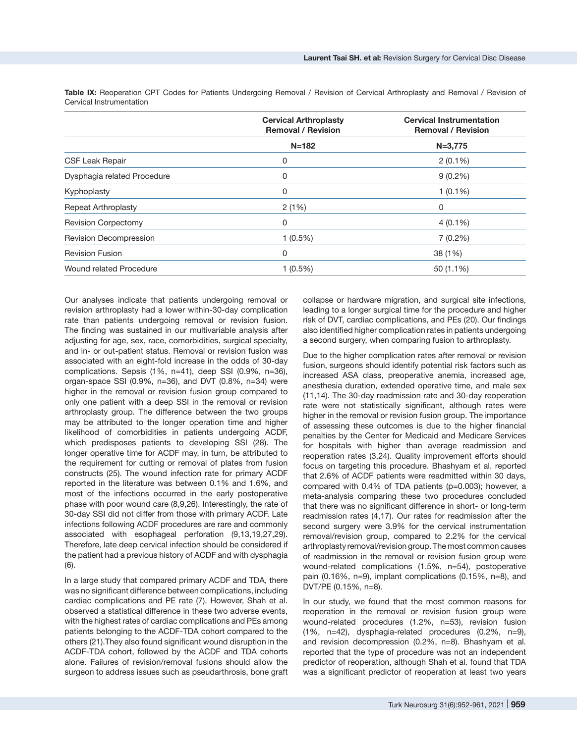**Table IX:** Reoperation CPT Codes for Patients Undergoing Removal / Revision of Cervical Arthroplasty and Removal / Revision of Cervical Instrumentation

| | Cervical Arthroplasty Removal / Revision | Cervical Instrumentation Removal / Revision |
|---|---|---|
| | N=182 | N=3,775 |
| CSF Leak Repair | 0 | 2 (0.1%) |
| Dysphagia related Procedure | 0 | 9 (0.2%) |
| Kyphoplasty | 0 | 1 (0.1%) |
| Repeat Arthroplasty | 2 (1%) | 0 |
| Revision Corpectomy | 0 | 4 (0.1%) |
| Revision Decompression | 1 (0.5%) | 7 (0.2%) |
| Revision Fusion | 0 | 38 (1%) |
| Wound related Procedure | 1 (0.5%) | 50 (1.1%) |

Our analyses indicate that patients undergoing removal or revision arthroplasty had a lower within-30-day complication rate than patients undergoing removal or revision fusion. The finding was sustained in our multivariable analysis after adjusting for age, sex, race, comorbidities, surgical specialty, and in- or out-patient status. Removal or revision fusion was associated with an eight-fold increase in the odds of 30-day complications. Sepsis (1%, n=41), deep SSI (0.9%, n=36), organ-space SSI (0.9%, n=36), and DVT (0.8%, n=34) were higher in the removal or revision fusion group compared to only one patient with a deep SSI in the removal or revision arthroplasty group. The difference between the two groups may be attributed to the longer operation time and higher likelihood of comorbidities in patients undergoing ACDF, which predisposes patients to developing SSI (28). The longer operative time for ACDF may, in turn, be attributed to the requirement for cutting or removal of plates from fusion constructs (25). The wound infection rate for primary ACDF reported in the literature was between 0.1% and 1.6%, and most of the infections occurred in the early postoperative phase with poor wound care (8,9,26). Interestingly, the rate of 30-day SSI did not differ from those with primary ACDF. Late infections following ACDF procedures are rare and commonly associated with esophageal perforation (9,13,19,27,29). Therefore, late deep cervical infection should be considered if the patient had a previous history of ACDF and with dysphagia (6).

In a large study that compared primary ACDF and TDA, there was no significant difference between complications, including cardiac complications and PE rate (7). However, Shah et al. observed a statistical difference in these two adverse events, with the highest rates of cardiac complications and PEs among patients belonging to the ACDF-TDA cohort compared to the others (21).They also found significant wound disruption in the ACDF-TDA cohort, followed by the ACDF and TDA cohorts alone. Failures of revision/removal fusions should allow the surgeon to address issues such as pseudarthrosis, bone graft collapse or hardware migration, and surgical site infections, leading to a longer surgical time for the procedure and higher risk of DVT, cardiac complications, and PEs (20). Our findings also identified higher complication rates in patients undergoing a second surgery, when comparing fusion to arthroplasty.

Due to the higher complication rates after removal or revision fusion, surgeons should identify potential risk factors such as increased ASA class, preoperative anemia, increased age, anesthesia duration, extended operative time, and male sex (11,14). The 30-day readmission rate and 30-day reoperation rate were not statistically significant, although rates were higher in the removal or revision fusion group. The importance of assessing these outcomes is due to the higher financial penalties by the Center for Medicaid and Medicare Services for hospitals with higher than average readmission and reoperation rates (3,24). Quality improvement efforts should focus on targeting this procedure. Bhashyam et al. reported that 2.6% of ACDF patients were readmitted within 30 days, compared with 0.4% of TDA patients (p=0.003); however, a meta-analysis comparing these two procedures concluded that there was no significant difference in short- or long-term readmission rates (4,17). Our rates for readmission after the second surgery were 3.9% for the cervical instrumentation removal/revision group, compared to 2.2% for the cervical arthroplasty removal/revision group. The most common causes of readmission in the removal or revision fusion group were wound-related complications (1.5%, n=54), postoperative pain (0.16%, n=9), implant complications (0.15%, n=8), and DVT/PE (0.15%, n=8).

In our study, we found that the most common reasons for reoperation in the removal or revision fusion group were wound-related procedures (1.2%, n=53), revision fusion (1%, n=42), dysphagia-related procedures (0.2%, n=9), and revision decompression (0.2%, n=8). Bhashyam et al. reported that the type of procedure was not an independent predictor of reoperation, although Shah et al. found that TDA was a significant predictor of reoperation at least two years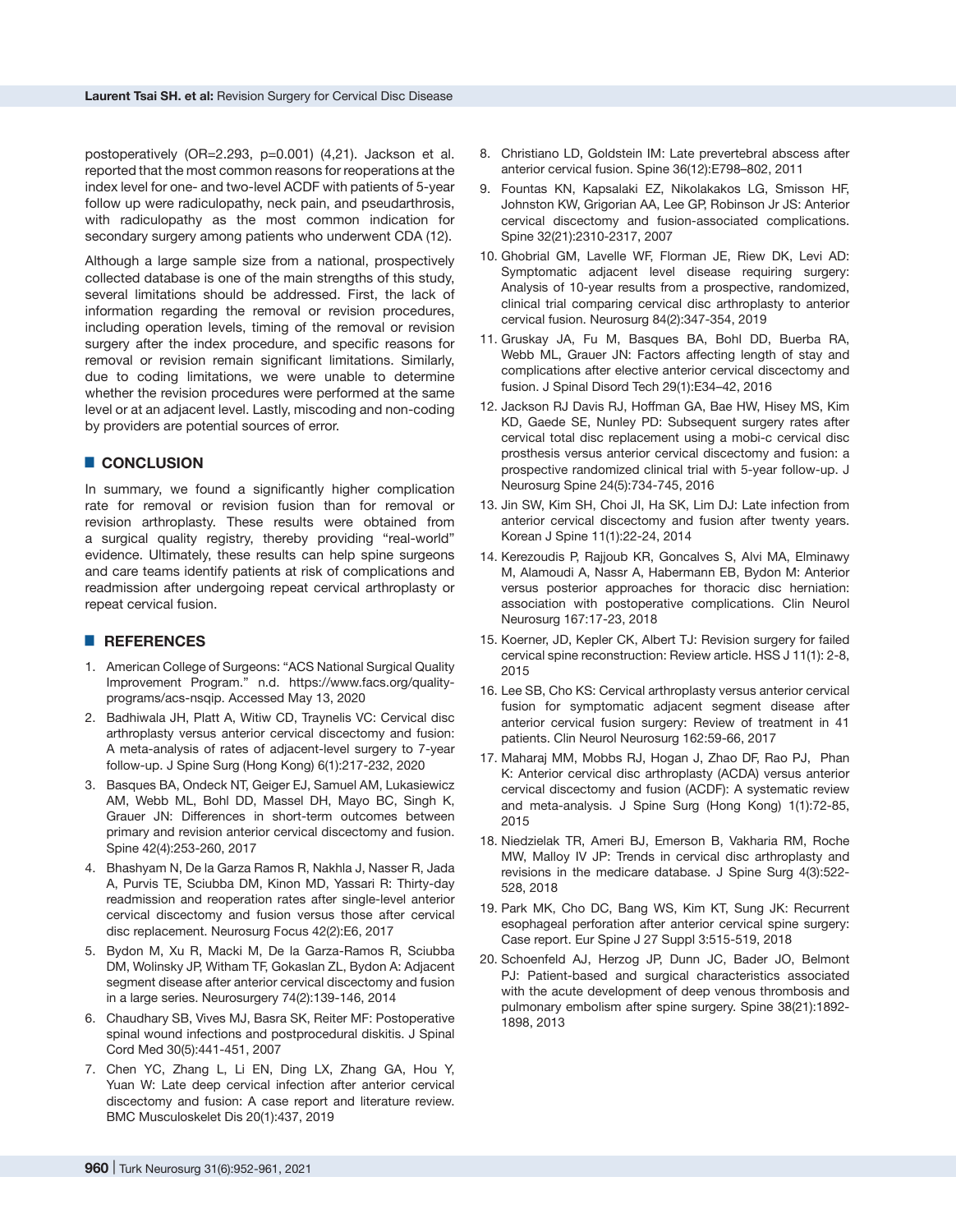postoperatively (OR=2.293, p=0.001) (4,21). Jackson et al. reported that the most common reasons for reoperations at the index level for one- and two-level ACDF with patients of 5-year follow up were radiculopathy, neck pain, and pseudarthrosis, with radiculopathy as the most common indication for secondary surgery among patients who underwent CDA (12).

Although a large sample size from a national, prospectively collected database is one of the main strengths of this study, several limitations should be addressed. First, the lack of information regarding the removal or revision procedures, including operation levels, timing of the removal or revision surgery after the index procedure, and specific reasons for removal or revision remain significant limitations. Similarly, due to coding limitations, we were unable to determine whether the revision procedures were performed at the same level or at an adjacent level. Lastly, miscoding and non-coding by providers are potential sources of error.

## CONCLUSION

In summary, we found a significantly higher complication rate for removal or revision fusion than for removal or revision arthroplasty. These results were obtained from a surgical quality registry, thereby providing "real-world" evidence. Ultimately, these results can help spine surgeons and care teams identify patients at risk of complications and readmission after undergoing repeat cervical arthroplasty or repeat cervical fusion.

## REFERENCES

1. American College of Surgeons: "ACS National Surgical Quality Improvement Program." n.d. https://www.facs.org/quality-programs/acs-nsqip. Accessed May 13, 2020
2. Badhiwala JH, Platt A, Witiw CD, Traynelis VC: Cervical disc arthroplasty versus anterior cervical discectomy and fusion: A meta-analysis of rates of adjacent-level surgery to 7-year follow-up. J Spine Surg (Hong Kong) 6(1):217-232, 2020
3. Basques BA, Ondeck NT, Geiger EJ, Samuel AM, Lukasiewicz AM, Webb ML, Bohl DD, Massel DH, Mayo BC, Singh K, Grauer JN: Differences in short-term outcomes between primary and revision anterior cervical discectomy and fusion. Spine 42(4):253-260, 2017
4. Bhashyam N, De la Garza Ramos R, Nakhla J, Nasser R, Jada A, Purvis TE, Sciubba DM, Kinon MD, Yassari R: Thirty-day readmission and reoperation rates after single-level anterior cervical discectomy and fusion versus those after cervical disc replacement. Neurosurg Focus 42(2):E6, 2017
5. Bydon M, Xu R, Macki M, De la Garza-Ramos R, Sciubba DM, Wolinsky JP, Witham TF, Gokaslan ZL, Bydon A: Adjacent segment disease after anterior cervical discectomy and fusion in a large series. Neurosurgery 74(2):139-146, 2014
6. Chaudhary SB, Vives MJ, Basra SK, Reiter MF: Postoperative spinal wound infections and postprocedural diskitis. J Spinal Cord Med 30(5):441-451, 2007
7. Chen YC, Zhang L, Li EN, Ding LX, Zhang GA, Hou Y, Yuan W: Late deep cervical infection after anterior cervical discectomy and fusion: A case report and literature review. BMC Musculoskelet Dis 20(1):437, 2019
8. Christiano LD, Goldstein IM: Late prevertebral abscess after anterior cervical fusion. Spine 36(12):E798–802, 2011
9. Fountas KN, Kapsalaki EZ, Nikolakakos LG, Smisson HF, Johnston KW, Grigorian AA, Lee GP, Robinson Jr JS: Anterior cervical discectomy and fusion-associated complications. Spine 32(21):2310-2317, 2007
10. Ghobrial GM, Lavelle WF, Florman JE, Riew DK, Levi AD: Symptomatic adjacent level disease requiring surgery: Analysis of 10-year results from a prospective, randomized, clinical trial comparing cervical disc arthroplasty to anterior cervical fusion. Neurosurg 84(2):347-354, 2019
11. Gruskay JA, Fu M, Basques BA, Bohl DD, Buerba RA, Webb ML, Grauer JN: Factors affecting length of stay and complications after elective anterior cervical discectomy and fusion. J Spinal Disord Tech 29(1):E34–42, 2016
12. Jackson RJ Davis RJ, Hoffman GA, Bae HW, Hisey MS, Kim KD, Gaede SE, Nunley PD: Subsequent surgery rates after cervical total disc replacement using a mobi-c cervical disc prosthesis versus anterior cervical discectomy and fusion: a prospective randomized clinical trial with 5-year follow-up. J Neurosurg Spine 24(5):734-745, 2016
13. Jin SW, Kim SH, Choi JI, Ha SK, Lim DJ: Late infection from anterior cervical discectomy and fusion after twenty years. Korean J Spine 11(1):22-24, 2014
14. Kerezoudis P, Rajjoub KR, Goncalves S, Alvi MA, Elminawy M, Alamoudi A, Nassr A, Habermann EB, Bydon M: Anterior versus posterior approaches for thoracic disc herniation: association with postoperative complications. Clin Neurol Neurosurg 167:17-23, 2018
15. Koerner, JD, Kepler CK, Albert TJ: Revision surgery for failed cervical spine reconstruction: Review article. HSS J 11(1): 2-8, 2015
16. Lee SB, Cho KS: Cervical arthroplasty versus anterior cervical fusion for symptomatic adjacent segment disease after anterior cervical fusion surgery: Review of treatment in 41 patients. Clin Neurol Neurosurg 162:59-66, 2017
17. Maharaj MM, Mobbs RJ, Hogan J, Zhao DF, Rao PJ, Phan K: Anterior cervical disc arthroplasty (ACDA) versus anterior cervical discectomy and fusion (ACDF): A systematic review and meta-analysis. J Spine Surg (Hong Kong) 1(1):72-85, 2015
18. Niedzielak TR, Ameri BJ, Emerson B, Vakharia RM, Roche MW, Malloy IV JP: Trends in cervical disc arthroplasty and revisions in the medicare database. J Spine Surg 4(3):522-528, 2018
19. Park MK, Cho DC, Bang WS, Kim KT, Sung JK: Recurrent esophageal perforation after anterior cervical spine surgery: Case report. Eur Spine J 27 Suppl 3:515-519, 2018
20. Schoenfeld AJ, Herzog JP, Dunn JC, Bader JO, Belmont PJ: Patient-based and surgical characteristics associated with the acute development of deep venous thrombosis and pulmonary embolism after spine surgery. Spine 38(21):1892-1898, 2013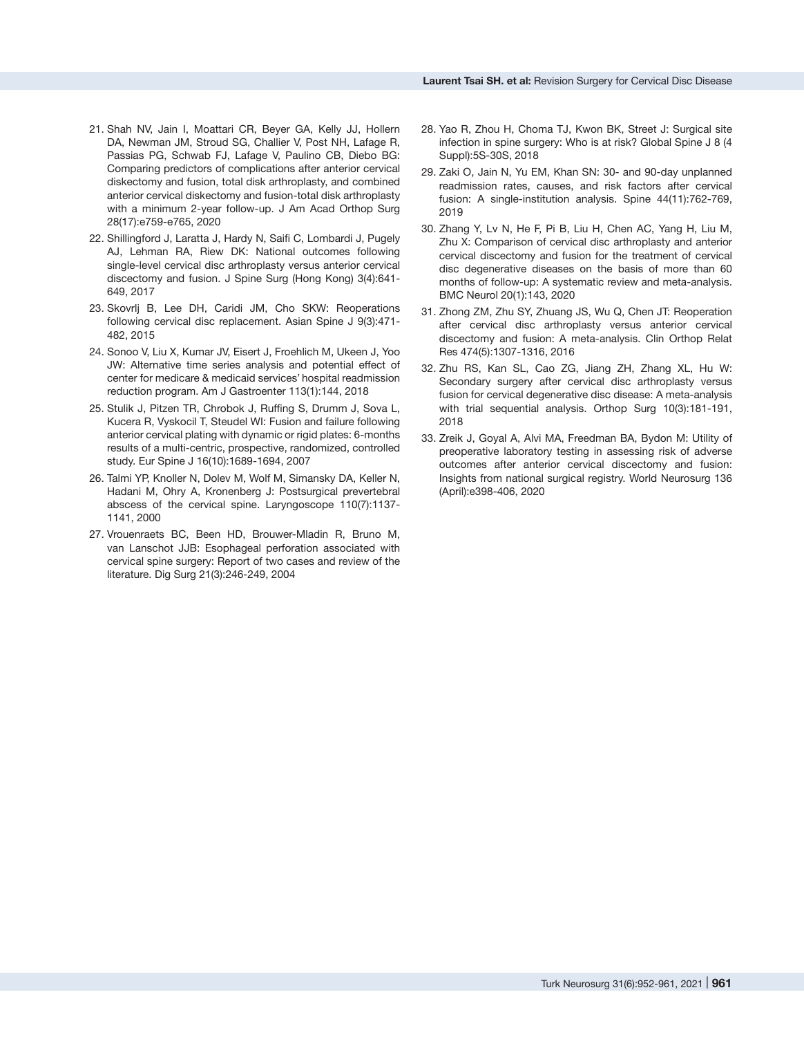21. Shah NV, Jain I, Moattari CR, Beyer GA, Kelly JJ, Hollern DA, Newman JM, Stroud SG, Challier V, Post NH, Lafage R, Passias PG, Schwab FJ, Lafage V, Paulino CB, Diebo BG: Comparing predictors of complications after anterior cervical diskectomy and fusion, total disk arthroplasty, and combined anterior cervical diskectomy and fusion-total disk arthroplasty with a minimum 2-year follow-up. J Am Acad Orthop Surg 28(17):e759-e765, 2020
22. Shillingford J, Laratta J, Hardy N, Saifi C, Lombardi J, Pugely AJ, Lehman RA, Riew DK: National outcomes following single-level cervical disc arthroplasty versus anterior cervical discectomy and fusion. J Spine Surg (Hong Kong) 3(4):641-649, 2017
23. Skovrlj B, Lee DH, Caridi JM, Cho SKW: Reoperations following cervical disc replacement. Asian Spine J 9(3):471-482, 2015
24. Sonoo V, Liu X, Kumar JV, Eisert J, Froehlich M, Ukeen J, Yoo JW: Alternative time series analysis and potential effect of center for medicare & medicaid services' hospital readmission reduction program. Am J Gastroenter 113(1):144, 2018
25. Stulik J, Pitzen TR, Chrobok J, Ruffing S, Drumm J, Sova L, Kucera R, Vyskocil T, Steudel WI: Fusion and failure following anterior cervical plating with dynamic or rigid plates: 6-months results of a multi-centric, prospective, randomized, controlled study. Eur Spine J 16(10):1689-1694, 2007
26. Talmi YP, Knoller N, Dolev M, Wolf M, Simansky DA, Keller N, Hadani M, Ohry A, Kronenberg J: Postsurgical prevertebral abscess of the cervical spine. Laryngoscope 110(7):1137-1141, 2000
27. Vrouenraets BC, Been HD, Brouwer-Mladin R, Bruno M, van Lanschot JJB: Esophageal perforation associated with cervical spine surgery: Report of two cases and review of the literature. Dig Surg 21(3):246-249, 2004
28. Yao R, Zhou H, Choma TJ, Kwon BK, Street J: Surgical site infection in spine surgery: Who is at risk? Global Spine J 8 (4 Suppl):5S-30S, 2018
29. Zaki O, Jain N, Yu EM, Khan SN: 30- and 90-day unplanned readmission rates, causes, and risk factors after cervical fusion: A single-institution analysis. Spine 44(11):762-769, 2019
30. Zhang Y, Lv N, He F, Pi B, Liu H, Chen AC, Yang H, Liu M, Zhu X: Comparison of cervical disc arthroplasty and anterior cervical discectomy and fusion for the treatment of cervical disc degenerative diseases on the basis of more than 60 months of follow-up: A systematic review and meta-analysis. BMC Neurol 20(1):143, 2020
31. Zhong ZM, Zhu SY, Zhuang JS, Wu Q, Chen JT: Reoperation after cervical disc arthroplasty versus anterior cervical discectomy and fusion: A meta-analysis. Clin Orthop Relat Res 474(5):1307-1316, 2016
32. Zhu RS, Kan SL, Cao ZG, Jiang ZH, Zhang XL, Hu W: Secondary surgery after cervical disc arthroplasty versus fusion for cervical degenerative disc disease: A meta-analysis with trial sequential analysis. Orthop Surg 10(3):181-191, 2018
33. Zreik J, Goyal A, Alvi MA, Freedman BA, Bydon M: Utility of preoperative laboratory testing in assessing risk of adverse outcomes after anterior cervical discectomy and fusion: Insights from national surgical registry. World Neurosurg 136 (April):e398-406, 2020